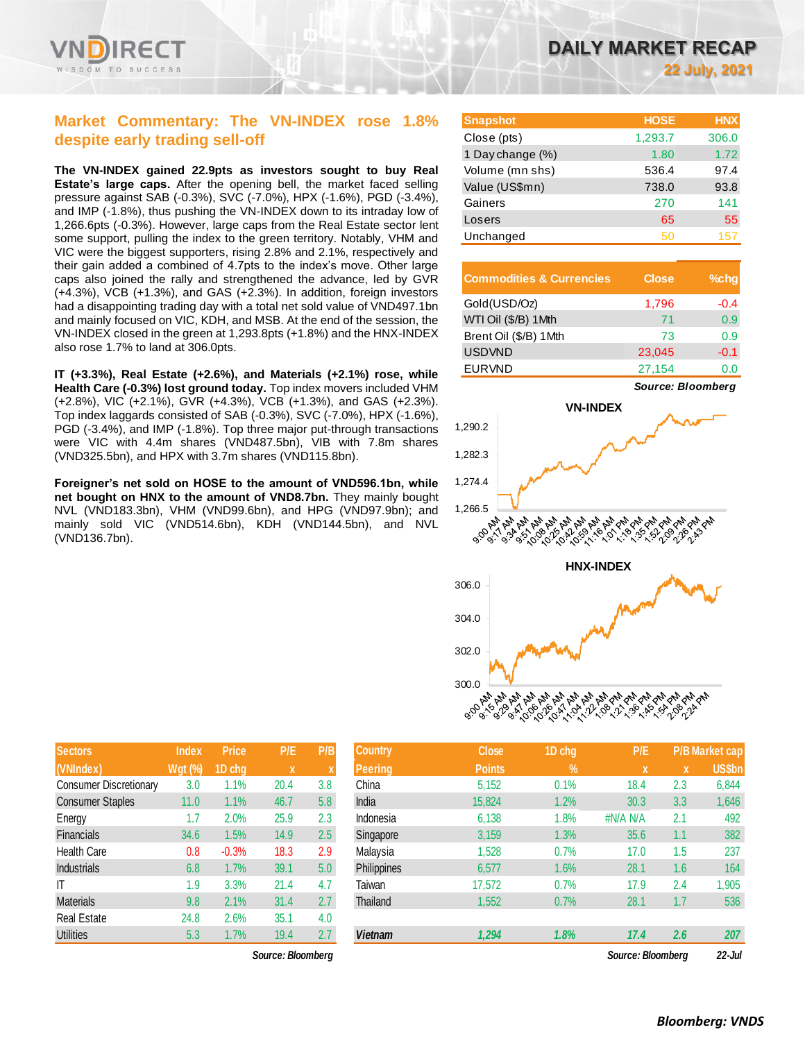# DAILY MARKET RECAP

22 July, 2021

## Market Commentary: The VN-INDEX rose 1.8% despite early trading sell-off

**The VN-INDEX gained 22.9pts as investors sought to buy Real Estate's large caps.** After the opening bell, the market faced selling pressure against SAB (-0.3%), SVC (-7.0%), HPX (-1.6%), PGD (-3.4%), and IMP (-1.8%), thus pushing the VN-INDEX down to its intraday low of 1,266.6pts (-0.3%). However, large caps from the Real Estate sector lent some support, pulling the index to the green territory. Notably, VHM and VIC were the biggest supporters, rising 2.8% and 2.1%, respectively and their gain added a combined of 4.7pts to the index's move. Other large caps also joined the rally and strengthened the advance, led by GVR (+4.3%), VCB (+1.3%), and GAS (+2.3%). In addition, foreign investors had a disappointing trading day with a total net sold value of VND497.1bn and mainly focused on VIC, KDH, and MSB. At the end of the session, the VN-INDEX closed in the green at 1,293.8pts (+1.8%) and the HNX-INDEX also rose 1.7% to land at 306.0pts.

**IT (+3.3%), Real Estate (+2.6%), and Materials (+2.1%) rose, while Health Care (-0.3%) lost ground today.** Top index movers included VHM (+2.8%), VIC (+2.1%), GVR (+4.3%), VCB (+1.3%), and GAS (+2.3%). Top index laggards consisted of SAB (-0.3%), SVC (-7.0%), HPX (-1.6%), PGD (-3.4%), and IMP (-1.8%). Top three major put-through transactions were VIC with 4.4m shares (VND487.5bn), VIB with 7.8m shares (VND325.5bn), and HPX with 3.7m shares (VND115.8bn).

**Foreigner's net sold on HOSE to the amount of VND596.1bn, while net bought on HNX to the amount of VND8.7bn.** They mainly bought NVL (VND183.3bn), VHM (VND99.6bn), and HPG (VND97.9bn); and mainly sold VIC (VND514.6bn), KDH (VND144.5bn), and NVL (VND136.7bn).

| Snapshot | HOSE | HNX |
|---|---|---|
| Close (pts) | 1,293.7 | 306.0 |
| 1 Day change (%) | 1.80 | 1.72 |
| Volume (mn shs) | 536.4 | 97.4 |
| Value (US$mn) | 738.0 | 93.8 |
| Gainers | 270 | 141 |
| Losers | 65 | 55 |
| Unchanged | 50 | 157 |

| Commodities & Currencies | Close | %chg |
|---|---|---|
| Gold(USD/Oz) | 1,796 | -0.4 |
| WTI Oil ($/B) 1Mth | 71 | 0.9 |
| Brent Oil ($/B) 1Mth | 73 | 0.9 |
| USDVND | 23,045 | -0.1 |
| EURVND | 27,154 | 0.0 |

*Source: Bloomberg*

VN-INDEX

HNX-INDEX

| Sectors (VNIndex) | Index Wgt (%) | Price 1D chg | P/E x | P/B x |
|---|---|---|---|---|
| Consumer Discretionary | 3.0 | 1.1% | 20.4 | 3.8 |
| Consumer Staples | 11.0 | 1.1% | 46.7 | 5.8 |
| Energy | 1.7 | 2.0% | 25.9 | 2.3 |
| Financials | 34.6 | 1.5% | 14.9 | 2.5 |
| Health Care | 0.8 | -0.3% | 18.3 | 2.9 |
| Industrials | 6.8 | 1.7% | 39.1 | 5.0 |
| IT | 1.9 | 3.3% | 21.4 | 4.7 |
| Materials | 9.8 | 2.1% | 31.4 | 2.7 |
| Real Estate | 24.8 | 2.6% | 35.1 | 4.0 |
| Utilities | 5.3 | 1.7% | 19.4 | 2.7 |

*Source: Bloomberg*

| Country Peering | Close Points | 1D chg % | P/E x | P/B x | Market cap US$bn |
|---|---|---|---|---|---|
| China | 5,152 | 0.1% | 18.4 | 2.3 | 6,844 |
| India | 15,824 | 1.2% | 30.3 | 3.3 | 1,646 |
| Indonesia | 6,138 | 1.8% | #N/A N/A | 2.1 | 492 |
| Singapore | 3,159 | 1.3% | 35.6 | 1.1 | 382 |
| Malaysia | 1,528 | 0.7% | 17.0 | 1.5 | 237 |
| Philippines | 6,577 | 1.6% | 28.1 | 1.6 | 164 |
| Taiwan | 17,572 | 0.7% | 17.9 | 2.4 | 1,905 |
| Thailand | 1,552 | 0.7% | 28.1 | 1.7 | 536 |
| ***Vietnam*** | ***1,294*** | ***1.8%*** | ***17.4*** | ***2.6*** | ***207*** |

*Source: Bloomberg* 22-Jul

***Bloomberg: VNDS***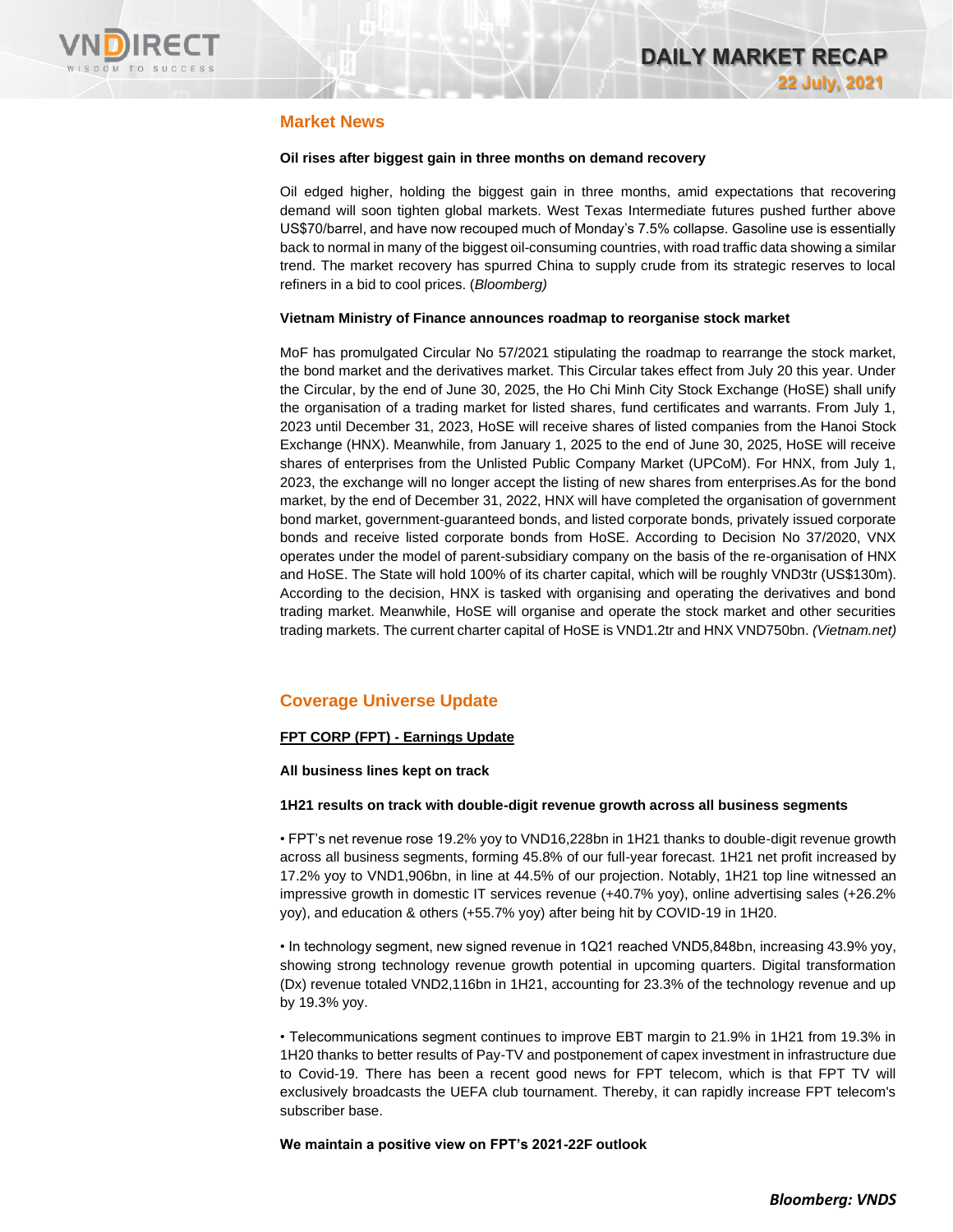## Market News

**Oil rises after biggest gain in three months on demand recovery**

Oil edged higher, holding the biggest gain in three months, amid expectations that recovering demand will soon tighten global markets. West Texas Intermediate futures pushed further above US$70/barrel, and have now recouped much of Monday's 7.5% collapse. Gasoline use is essentially back to normal in many of the biggest oil-consuming countries, with road traffic data showing a similar trend. The market recovery has spurred China to supply crude from its strategic reserves to local refiners in a bid to cool prices. (*Bloomberg)*

**Vietnam Ministry of Finance announces roadmap to reorganise stock market**

MoF has promulgated Circular No 57/2021 stipulating the roadmap to rearrange the stock market, the bond market and the derivatives market. This Circular takes effect from July 20 this year. Under the Circular, by the end of June 30, 2025, the Ho Chi Minh City Stock Exchange (HoSE) shall unify the organisation of a trading market for listed shares, fund certificates and warrants. From July 1, 2023 until December 31, 2023, HoSE will receive shares of listed companies from the Hanoi Stock Exchange (HNX). Meanwhile, from January 1, 2025 to the end of June 30, 2025, HoSE will receive shares of enterprises from the Unlisted Public Company Market (UPCoM). For HNX, from July 1, 2023, the exchange will no longer accept the listing of new shares from enterprises.As for the bond market, by the end of December 31, 2022, HNX will have completed the organisation of government bond market, government-guaranteed bonds, and listed corporate bonds, privately issued corporate bonds and receive listed corporate bonds from HoSE. According to Decision No 37/2020, VNX operates under the model of parent-subsidiary company on the basis of the re-organisation of HNX and HoSE. The State will hold 100% of its charter capital, which will be roughly VND3tr (US$130m). According to the decision, HNX is tasked with organising and operating the derivatives and bond trading market. Meanwhile, HoSE will organise and operate the stock market and other securities trading markets. The current charter capital of HoSE is VND1.2tr and HNX VND750bn. *(Vietnam.net)*

## Coverage Universe Update

**FPT CORP (FPT) - Earnings Update**

**All business lines kept on track**

**1H21 results on track with double-digit revenue growth across all business segments**

• FPT's net revenue rose 19.2% yoy to VND16,228bn in 1H21 thanks to double-digit revenue growth across all business segments, forming 45.8% of our full-year forecast. 1H21 net profit increased by 17.2% yoy to VND1,906bn, in line at 44.5% of our projection. Notably, 1H21 top line witnessed an impressive growth in domestic IT services revenue (+40.7% yoy), online advertising sales (+26.2% yoy), and education & others (+55.7% yoy) after being hit by COVID-19 in 1H20.

• In technology segment, new signed revenue in 1Q21 reached VND5,848bn, increasing 43.9% yoy, showing strong technology revenue growth potential in upcoming quarters. Digital transformation (Dx) revenue totaled VND2,116bn in 1H21, accounting for 23.3% of the technology revenue and up by 19.3% yoy.

• Telecommunications segment continues to improve EBT margin to 21.9% in 1H21 from 19.3% in 1H20 thanks to better results of Pay-TV and postponement of capex investment in infrastructure due to Covid-19. There has been a recent good news for FPT telecom, which is that FPT TV will exclusively broadcasts the UEFA club tournament. Thereby, it can rapidly increase FPT telecom's subscriber base.

**We maintain a positive view on FPT's 2021-22F outlook**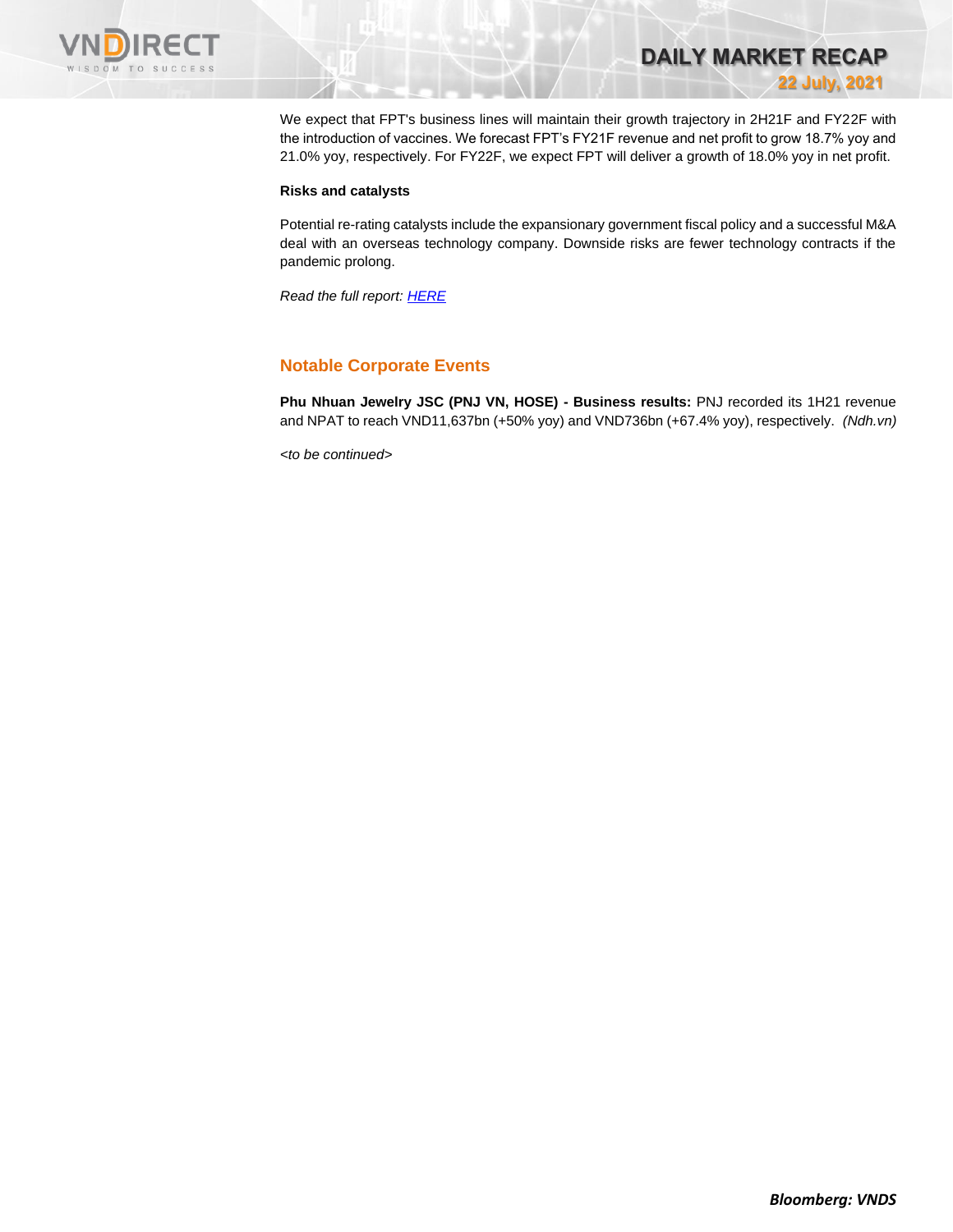We expect that FPT's business lines will maintain their growth trajectory in 2H21F and FY22F with the introduction of vaccines. We forecast FPT's FY21F revenue and net profit to grow 18.7% yoy and 21.0% yoy, respectively. For FY22F, we expect FPT will deliver a growth of 18.0% yoy in net profit.

**Risks and catalysts**

Potential re-rating catalysts include the expansionary government fiscal policy and a successful M&A deal with an overseas technology company. Downside risks are fewer technology contracts if the pandemic prolong.

*Read the full report: HERE*

## Notable Corporate Events

**Phu Nhuan Jewelry JSC (PNJ VN, HOSE) - Business results:** PNJ recorded its 1H21 revenue and NPAT to reach VND11,637bn (+50% yoy) and VND736bn (+67.4% yoy), respectively. *(Ndh.vn)*

*<to be continued>*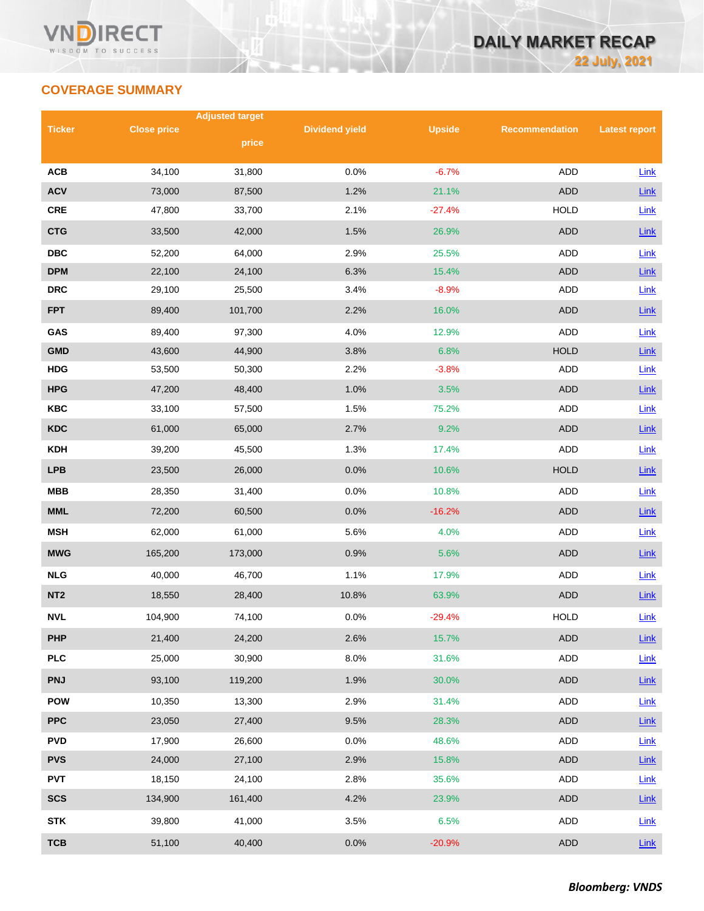## COVERAGE SUMMARY

| Ticker | Close price | Adjusted target price | Dividend yield | Upside | Recommendation | Latest report |
|---|---|---|---|---|---|---|
| ACB | 34,100 | 31,800 | 0.0% | -6.7% | ADD | Link |
| ACV | 73,000 | 87,500 | 1.2% | 21.1% | ADD | Link |
| CRE | 47,800 | 33,700 | 2.1% | -27.4% | HOLD | Link |
| CTG | 33,500 | 42,000 | 1.5% | 26.9% | ADD | Link |
| DBC | 52,200 | 64,000 | 2.9% | 25.5% | ADD | Link |
| DPM | 22,100 | 24,100 | 6.3% | 15.4% | ADD | Link |
| DRC | 29,100 | 25,500 | 3.4% | -8.9% | ADD | Link |
| FPT | 89,400 | 101,700 | 2.2% | 16.0% | ADD | Link |
| GAS | 89,400 | 97,300 | 4.0% | 12.9% | ADD | Link |
| GMD | 43,600 | 44,900 | 3.8% | 6.8% | HOLD | Link |
| HDG | 53,500 | 50,300 | 2.2% | -3.8% | ADD | Link |
| HPG | 47,200 | 48,400 | 1.0% | 3.5% | ADD | Link |
| KBC | 33,100 | 57,500 | 1.5% | 75.2% | ADD | Link |
| KDC | 61,000 | 65,000 | 2.7% | 9.2% | ADD | Link |
| KDH | 39,200 | 45,500 | 1.3% | 17.4% | ADD | Link |
| LPB | 23,500 | 26,000 | 0.0% | 10.6% | HOLD | Link |
| MBB | 28,350 | 31,400 | 0.0% | 10.8% | ADD | Link |
| MML | 72,200 | 60,500 | 0.0% | -16.2% | ADD | Link |
| MSH | 62,000 | 61,000 | 5.6% | 4.0% | ADD | Link |
| MWG | 165,200 | 173,000 | 0.9% | 5.6% | ADD | Link |
| NLG | 40,000 | 46,700 | 1.1% | 17.9% | ADD | Link |
| NT2 | 18,550 | 28,400 | 10.8% | 63.9% | ADD | Link |
| NVL | 104,900 | 74,100 | 0.0% | -29.4% | HOLD | Link |
| PHP | 21,400 | 24,200 | 2.6% | 15.7% | ADD | Link |
| PLC | 25,000 | 30,900 | 8.0% | 31.6% | ADD | Link |
| PNJ | 93,100 | 119,200 | 1.9% | 30.0% | ADD | Link |
| POW | 10,350 | 13,300 | 2.9% | 31.4% | ADD | Link |
| PPC | 23,050 | 27,400 | 9.5% | 28.3% | ADD | Link |
| PVD | 17,900 | 26,600 | 0.0% | 48.6% | ADD | Link |
| PVS | 24,000 | 27,100 | 2.9% | 15.8% | ADD | Link |
| PVT | 18,150 | 24,100 | 2.8% | 35.6% | ADD | Link |
| SCS | 134,900 | 161,400 | 4.2% | 23.9% | ADD | Link |
| STK | 39,800 | 41,000 | 3.5% | 6.5% | ADD | Link |
| TCB | 51,100 | 40,400 | 0.0% | -20.9% | ADD | Link |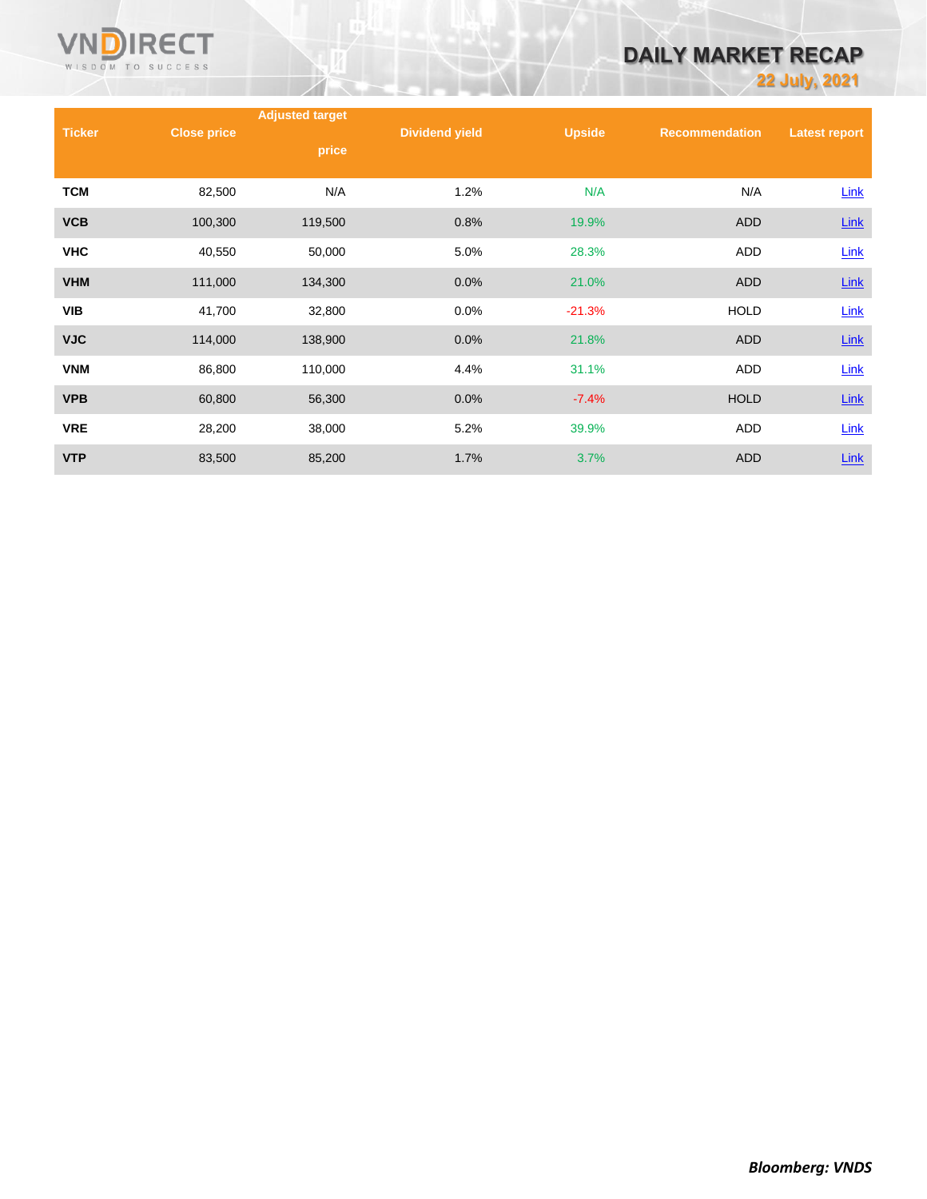| Ticker | Close price | Adjusted target price | Dividend yield | Upside | Recommendation | Latest report |
|---|---|---|---|---|---|---|
| TCM | 82,500 | N/A | 1.2% | N/A | N/A | Link |
| VCB | 100,300 | 119,500 | 0.8% | 19.9% | ADD | Link |
| VHC | 40,550 | 50,000 | 5.0% | 28.3% | ADD | Link |
| VHM | 111,000 | 134,300 | 0.0% | 21.0% | ADD | Link |
| VIB | 41,700 | 32,800 | 0.0% | -21.3% | HOLD | Link |
| VJC | 114,000 | 138,900 | 0.0% | 21.8% | ADD | Link |
| VNM | 86,800 | 110,000 | 4.4% | 31.1% | ADD | Link |
| VPB | 60,800 | 56,300 | 0.0% | -7.4% | HOLD | Link |
| VRE | 28,200 | 38,000 | 5.2% | 39.9% | ADD | Link |
| VTP | 83,500 | 85,200 | 1.7% | 3.7% | ADD | Link |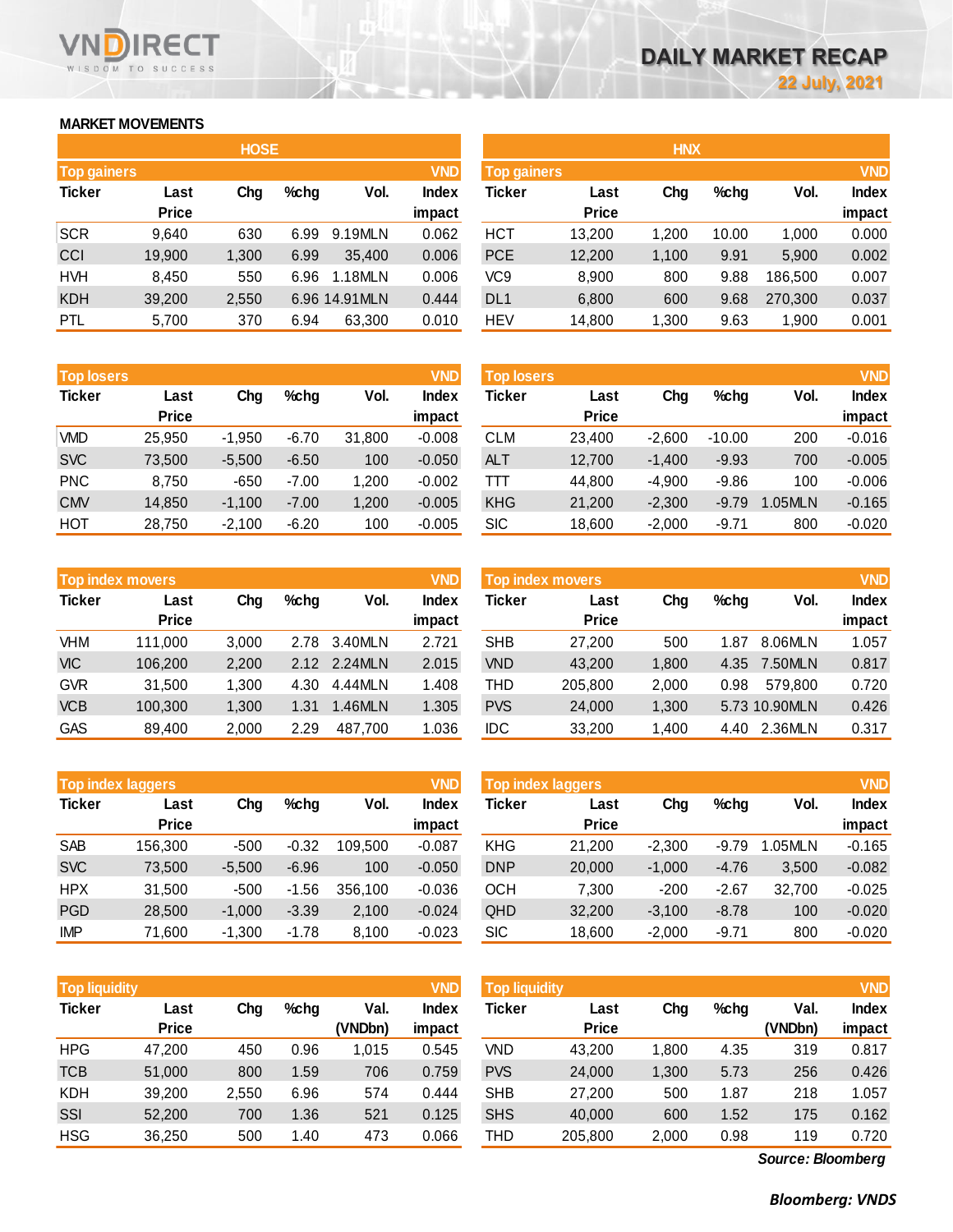# DAILY MARKET RECAP

22 July, 2021

## MARKET MOVEMENTS

### HOSE

**Top gainers** (VND)

| Ticker | Last Price | Chg | %chg | Vol. | Index impact |
|---|---|---|---|---|---|
| SCR | 9,640 | 630 | 6.99 | 9.19MLN | 0.062 |
| CCI | 19,900 | 1,300 | 6.99 | 35,400 | 0.006 |
| HVH | 8,450 | 550 | 6.96 | 1.18MLN | 0.006 |
| KDH | 39,200 | 2,550 | 6.96 | 14.91MLN | 0.444 |
| PTL | 5,700 | 370 | 6.94 | 63,300 | 0.010 |

**Top losers** (VND)

| Ticker | Last Price | Chg | %chg | Vol. | Index impact |
|---|---|---|---|---|---|
| VMD | 25,950 | -1,950 | -6.70 | 31,800 | -0.008 |
| SVC | 73,500 | -5,500 | -6.50 | 100 | -0.050 |
| PNC | 8,750 | -650 | -7.00 | 1,200 | -0.002 |
| CMV | 14,850 | -1,100 | -7.00 | 1,200 | -0.005 |
| HOT | 28,750 | -2,100 | -6.20 | 100 | -0.005 |

**Top index movers** (VND)

| Ticker | Last Price | Chg | %chg | Vol. | Index impact |
|---|---|---|---|---|---|
| VHM | 111,000 | 3,000 | 2.78 | 3.40MLN | 2.721 |
| VIC | 106,200 | 2,200 | 2.12 | 2.24MLN | 2.015 |
| GVR | 31,500 | 1,300 | 4.30 | 4.44MLN | 1.408 |
| VCB | 100,300 | 1,300 | 1.31 | 1.46MLN | 1.305 |
| GAS | 89,400 | 2,000 | 2.29 | 487,700 | 1.036 |

**Top index laggers** (VND)

| Ticker | Last Price | Chg | %chg | Vol. | Index impact |
|---|---|---|---|---|---|
| SAB | 156,300 | -500 | -0.32 | 109,500 | -0.087 |
| SVC | 73,500 | -5,500 | -6.96 | 100 | -0.050 |
| HPX | 31,500 | -500 | -1.56 | 356,100 | -0.036 |
| PGD | 28,500 | -1,000 | -3.39 | 2,100 | -0.024 |
| IMP | 71,600 | -1,300 | -1.78 | 8,100 | -0.023 |

**Top liquidity** (VND)

| Ticker | Last Price | Chg | %chg | Val. (VNDbn) | Index impact |
|---|---|---|---|---|---|
| HPG | 47,200 | 450 | 0.96 | 1,015 | 0.545 |
| TCB | 51,000 | 800 | 1.59 | 706 | 0.759 |
| KDH | 39,200 | 2,550 | 6.96 | 574 | 0.444 |
| SSI | 52,200 | 700 | 1.36 | 521 | 0.125 |
| HSG | 36,250 | 500 | 1.40 | 473 | 0.066 |

### HNX

**Top gainers** (VND)

| Ticker | Last Price | Chg | %chg | Vol. | Index impact |
|---|---|---|---|---|---|
| HCT | 13,200 | 1,200 | 10.00 | 1,000 | 0.000 |
| PCE | 12,200 | 1,100 | 9.91 | 5,900 | 0.002 |
| VC9 | 8,900 | 800 | 9.88 | 186,500 | 0.007 |
| DL1 | 6,800 | 600 | 9.68 | 270,300 | 0.037 |
| HEV | 14,800 | 1,300 | 9.63 | 1,900 | 0.001 |

**Top losers** (VND)

| Ticker | Last Price | Chg | %chg | Vol. | Index impact |
|---|---|---|---|---|---|
| CLM | 23,400 | -2,600 | -10.00 | 200 | -0.016 |
| ALT | 12,700 | -1,400 | -9.93 | 700 | -0.005 |
| TTT | 44,800 | -4,900 | -9.86 | 100 | -0.006 |
| KHG | 21,200 | -2,300 | -9.79 | 1.05MLN | -0.165 |
| SIC | 18,600 | -2,000 | -9.71 | 800 | -0.020 |

**Top index movers** (VND)

| Ticker | Last Price | Chg | %chg | Vol. | Index impact |
|---|---|---|---|---|---|
| SHB | 27,200 | 500 | 1.87 | 8.06MLN | 1.057 |
| VND | 43,200 | 1,800 | 4.35 | 7.50MLN | 0.817 |
| THD | 205,800 | 2,000 | 0.98 | 579,800 | 0.720 |
| PVS | 24,000 | 1,300 | 5.73 | 10.90MLN | 0.426 |
| IDC | 33,200 | 1,400 | 4.40 | 2.36MLN | 0.317 |

**Top index laggers** (VND)

| Ticker | Last Price | Chg | %chg | Vol. | Index impact |
|---|---|---|---|---|---|
| KHG | 21,200 | -2,300 | -9.79 | 1.05MLN | -0.165 |
| DNP | 20,000 | -1,000 | -4.76 | 3,500 | -0.082 |
| OCH | 7,300 | -200 | -2.67 | 32,700 | -0.025 |
| QHD | 32,200 | -3,100 | -8.78 | 100 | -0.020 |
| SIC | 18,600 | -2,000 | -9.71 | 800 | -0.020 |

**Top liquidity** (VND)

| Ticker | Last Price | Chg | %chg | Val. (VNDbn) | Index impact |
|---|---|---|---|---|---|
| VND | 43,200 | 1,800 | 4.35 | 319 | 0.817 |
| PVS | 24,000 | 1,300 | 5.73 | 256 | 0.426 |
| SHB | 27,200 | 500 | 1.87 | 218 | 1.057 |
| SHS | 40,000 | 600 | 1.52 | 175 | 0.162 |
| THD | 205,800 | 2,000 | 0.98 | 119 | 0.720 |

*Source: Bloomberg*

***Bloomberg: VNDS***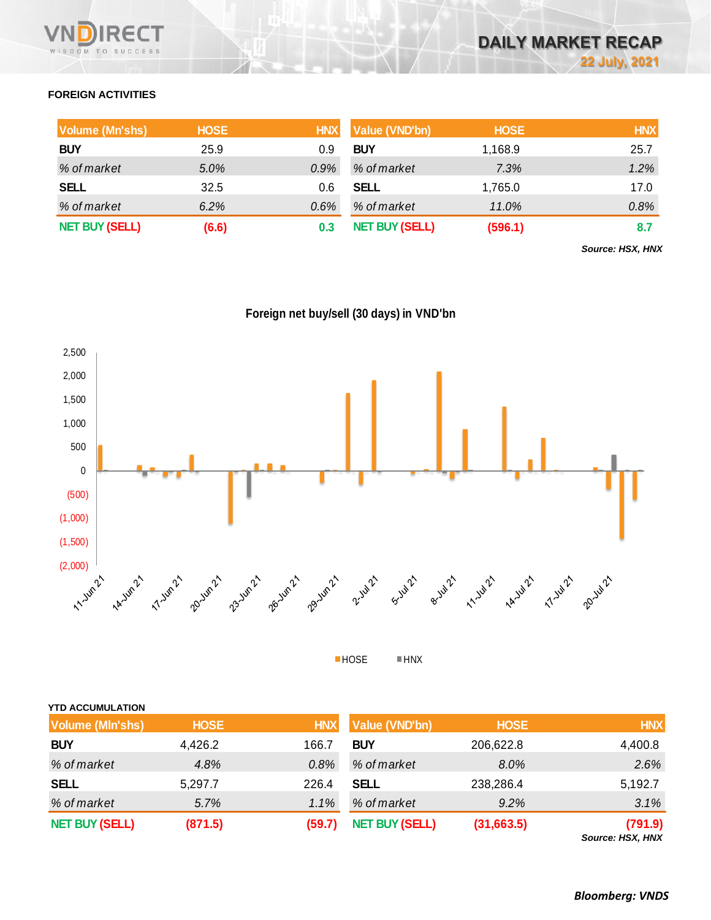## FOREIGN ACTIVITIES

| Volume (Mn'shs) | HOSE | HNX |
|---|---|---|
| **BUY** | 25.9 | 0.9 |
| *% of market* | *5.0%* | *0.9%* |
| **SELL** | 32.5 | 0.6 |
| *% of market* | *6.2%* | *0.6%* |
| **NET BUY (SELL)** | **(6.6)** | **0.3** |

| Value (VND'bn) | HOSE | HNX |
|---|---|---|
| **BUY** | 1,168.9 | 25.7 |
| *% of market* | *7.3%* | *1.2%* |
| **SELL** | 1,765.0 | 17.0 |
| *% of market* | *11.0%* | *0.8%* |
| **NET BUY (SELL)** | **(596.1)** | **8.7** |

***Source: HSX, HNX***

**Foreign net buy/sell (30 days) in VND'bn**

■HOSE ■HNX

**YTD ACCUMULATION**

| Volume (Mln'shs) | HOSE | HNX |
|---|---|---|
| **BUY** | 4,426.2 | 166.7 |
| *% of market* | *4.8%* | *0.8%* |
| **SELL** | 5,297.7 | 226.4 |
| *% of market* | *5.7%* | *1.1%* |
| **NET BUY (SELL)** | **(871.5)** | **(59.7)** |

| Value (VND'bn) | HOSE | HNX |
|---|---|---|
| **BUY** | 206,622.8 | 4,400.8 |
| *% of market* | *8.0%* | *2.6%* |
| **SELL** | 238,286.4 | 5,192.7 |
| *% of market* | *9.2%* | *3.1%* |
| **NET BUY (SELL)** | **(31,663.5)** | **(791.9)** |

***Source: HSX, HNX***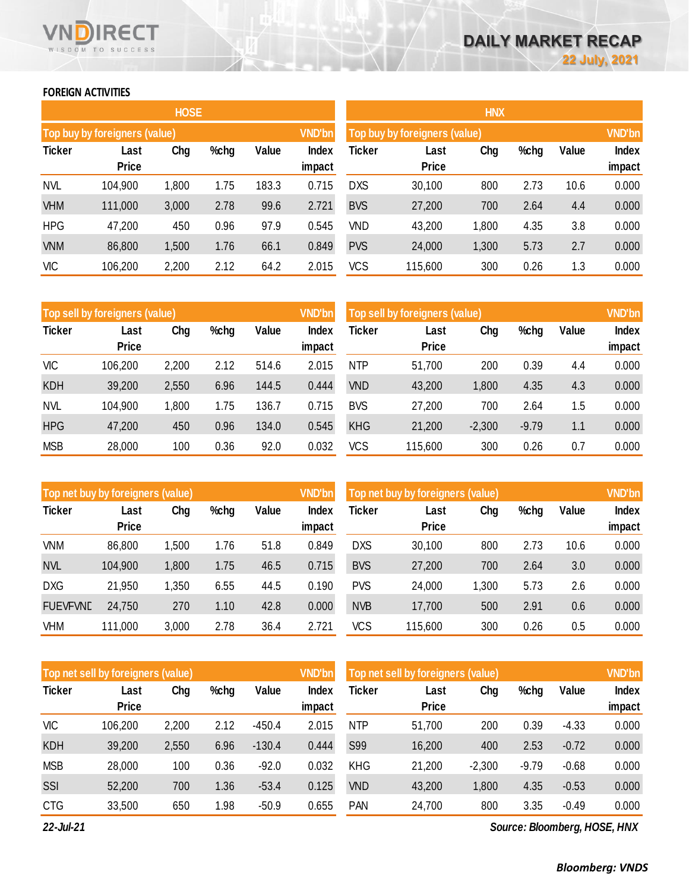## FOREIGN ACTIVITIES

### HOSE

| Top buy by foreigners (value) | | | | | VND'bn |
|---|---|---|---|---|---|
| Ticker | Last Price | Chg | %chg | Value | Index impact |
| NVL | 104,900 | 1,800 | 1.75 | 183.3 | 0.715 |
| VHM | 111,000 | 3,000 | 2.78 | 99.6 | 2.721 |
| HPG | 47,200 | 450 | 0.96 | 97.9 | 0.545 |
| VNM | 86,800 | 1,500 | 1.76 | 66.1 | 0.849 |
| VIC | 106,200 | 2,200 | 2.12 | 64.2 | 2.015 |

| Top sell by foreigners (value) | | | | | VND'bn |
|---|---|---|---|---|---|
| Ticker | Last Price | Chg | %chg | Value | Index impact |
| VIC | 106,200 | 2,200 | 2.12 | 514.6 | 2.015 |
| KDH | 39,200 | 2,550 | 6.96 | 144.5 | 0.444 |
| NVL | 104,900 | 1,800 | 1.75 | 136.7 | 0.715 |
| HPG | 47,200 | 450 | 0.96 | 134.0 | 0.545 |
| MSB | 28,000 | 100 | 0.36 | 92.0 | 0.032 |

| Top net buy by foreigners (value) | | | | | VND'bn |
|---|---|---|---|---|---|
| Ticker | Last Price | Chg | %chg | Value | Index impact |
| VNM | 86,800 | 1,500 | 1.76 | 51.8 | 0.849 |
| NVL | 104,900 | 1,800 | 1.75 | 46.5 | 0.715 |
| DXG | 21,950 | 1,350 | 6.55 | 44.5 | 0.190 |
| FUEVFVNE | 24,750 | 270 | 1.10 | 42.8 | 0.000 |
| VHM | 111,000 | 3,000 | 2.78 | 36.4 | 2.721 |

| Top net sell by foreigners (value) | | | | | VND'bn |
|---|---|---|---|---|---|
| Ticker | Last Price | Chg | %chg | Value | Index impact |
| VIC | 106,200 | 2,200 | 2.12 | -450.4 | 2.015 |
| KDH | 39,200 | 2,550 | 6.96 | -130.4 | 0.444 |
| MSB | 28,000 | 100 | 0.36 | -92.0 | 0.032 |
| SSI | 52,200 | 700 | 1.36 | -53.4 | 0.125 |
| CTG | 33,500 | 650 | 1.98 | -50.9 | 0.655 |

### HNX

| Top buy by foreigners (value) | | | | | VND'bn |
|---|---|---|---|---|---|
| Ticker | Last Price | Chg | %chg | Value | Index impact |
| DXS | 30,100 | 800 | 2.73 | 10.6 | 0.000 |
| BVS | 27,200 | 700 | 2.64 | 4.4 | 0.000 |
| VND | 43,200 | 1,800 | 4.35 | 3.8 | 0.000 |
| PVS | 24,000 | 1,300 | 5.73 | 2.7 | 0.000 |
| VCS | 115,600 | 300 | 0.26 | 1.3 | 0.000 |

| Top sell by foreigners (value) | | | | | VND'bn |
|---|---|---|---|---|---|
| Ticker | Last Price | Chg | %chg | Value | Index impact |
| NTP | 51,700 | 200 | 0.39 | 4.4 | 0.000 |
| VND | 43,200 | 1,800 | 4.35 | 4.3 | 0.000 |
| BVS | 27,200 | 700 | 2.64 | 1.5 | 0.000 |
| KHG | 21,200 | -2,300 | -9.79 | 1.1 | 0.000 |
| VCS | 115,600 | 300 | 0.26 | 0.7 | 0.000 |

| Top net buy by foreigners (value) | | | | | VND'bn |
|---|---|---|---|---|---|
| Ticker | Last Price | Chg | %chg | Value | Index impact |
| DXS | 30,100 | 800 | 2.73 | 10.6 | 0.000 |
| BVS | 27,200 | 700 | 2.64 | 3.0 | 0.000 |
| PVS | 24,000 | 1,300 | 5.73 | 2.6 | 0.000 |
| NVB | 17,700 | 500 | 2.91 | 0.6 | 0.000 |
| VCS | 115,600 | 300 | 0.26 | 0.5 | 0.000 |

| Top net sell by foreigners (value) | | | | | VND'bn |
|---|---|---|---|---|---|
| Ticker | Last Price | Chg | %chg | Value | Index impact |
| NTP | 51,700 | 200 | 0.39 | -4.33 | 0.000 |
| S99 | 16,200 | 400 | 2.53 | -0.72 | 0.000 |
| KHG | 21,200 | -2,300 | -9.79 | -0.68 | 0.000 |
| VND | 43,200 | 1,800 | 4.35 | -0.53 | 0.000 |
| PAN | 24,700 | 800 | 3.35 | -0.49 | 0.000 |

*22-Jul-21*

*Source: Bloomberg, HOSE, HNX*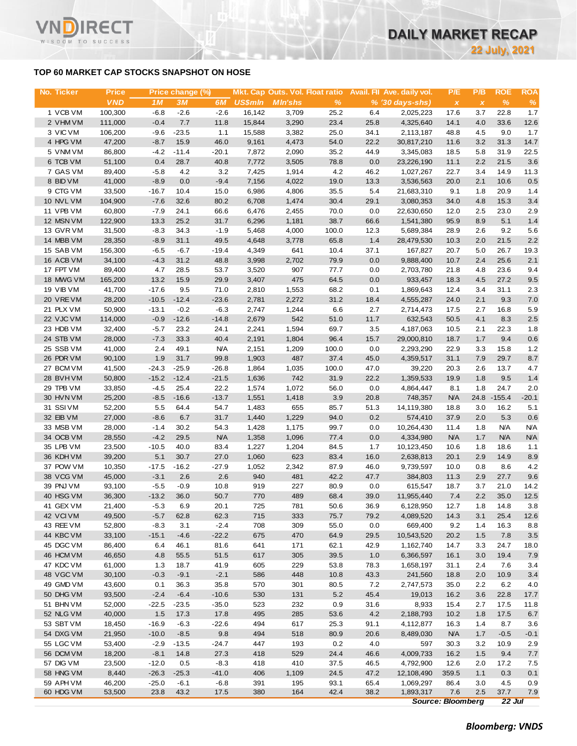## TOP 60 MARKET CAP STOCKS SNAPSHOT ON HOSE

| No. | Ticker | Price | Price change (%) | | | Mkt. Cap | Outs. Vol. | Float ratio | Avail. FII | Ave. daily vol. | P/E | P/B | ROE | ROA |
|---|---|---|---|---|---|---|---|---|---|---|---|---|---|---|
| | | VND | 1M | 3M | 6M | US$mln | Mln'shs | % | % | '30 days-shs) | x | x | % | % |
| 1 | VCB VM | 100,300 | -6.8 | -2.6 | -2.6 | 16,142 | 3,709 | 25.2 | 6.4 | 2,025,223 | 17.6 | 3.7 | 22.8 | 1.7 |
| 2 | VHM VM | 111,000 | -0.4 | 7.7 | 11.8 | 15,844 | 3,290 | 23.4 | 25.8 | 4,325,640 | 14.1 | 4.0 | 33.6 | 12.6 |
| 3 | VIC VM | 106,200 | -9.6 | -23.5 | 1.1 | 15,588 | 3,382 | 25.0 | 34.1 | 2,113,187 | 48.8 | 4.5 | 9.0 | 1.7 |
| 4 | HPG VM | 47,200 | -8.7 | 15.9 | 46.0 | 9,161 | 4,473 | 54.0 | 22.2 | 30,817,210 | 11.6 | 3.2 | 31.3 | 14.7 |
| 5 | VNM VM | 86,800 | -4.2 | -11.4 | -20.1 | 7,872 | 2,090 | 35.2 | 44.9 | 3,345,083 | 18.5 | 5.8 | 31.9 | 22.5 |
| 6 | TCB VM | 51,100 | 0.4 | 28.7 | 40.8 | 7,772 | 3,505 | 78.8 | 0.0 | 23,226,190 | 11.1 | 2.2 | 21.5 | 3.6 |
| 7 | GAS VM | 89,400 | -5.8 | 4.2 | 3.2 | 7,425 | 1,914 | 4.2 | 46.2 | 1,027,267 | 22.7 | 3.4 | 14.9 | 11.3 |
| 8 | BID VM | 41,000 | -8.9 | 0.0 | -9.4 | 7,156 | 4,022 | 19.0 | 13.3 | 3,536,563 | 20.0 | 2.1 | 10.6 | 0.5 |
| 9 | CTG VM | 33,500 | -16.7 | 10.4 | 15.0 | 6,986 | 4,806 | 35.5 | 5.4 | 21,683,310 | 9.1 | 1.8 | 20.9 | 1.4 |
| 10 | NVL VM | 104,900 | -7.6 | 32.6 | 80.2 | 6,708 | 1,474 | 30.4 | 29.1 | 3,080,353 | 34.0 | 4.8 | 15.3 | 3.4 |
| 11 | VPB VM | 60,800 | -7.9 | 24.1 | 66.6 | 6,476 | 2,455 | 70.0 | 0.0 | 22,630,650 | 12.0 | 2.5 | 23.0 | 2.9 |
| 12 | MSN VM | 122,900 | 13.3 | 25.2 | 31.7 | 6,296 | 1,181 | 38.7 | 66.6 | 1,541,380 | 95.9 | 8.9 | 5.1 | 1.4 |
| 13 | GVR VM | 31,500 | -8.3 | 34.3 | -1.9 | 5,468 | 4,000 | 100.0 | 12.3 | 5,689,384 | 28.9 | 2.6 | 9.2 | 5.6 |
| 14 | MBB VM | 28,350 | -8.9 | 31.1 | 49.5 | 4,648 | 3,778 | 65.8 | 1.4 | 28,479,530 | 10.3 | 2.0 | 21.5 | 2.2 |
| 15 | SAB VM | 156,300 | -6.5 | -6.7 | -19.4 | 4,349 | 641 | 10.4 | 37.1 | 167,827 | 20.7 | 5.0 | 26.7 | 19.3 |
| 16 | ACB VM | 34,100 | -4.3 | 31.2 | 48.8 | 3,998 | 2,702 | 79.9 | 0.0 | 9,888,400 | 10.7 | 2.4 | 25.6 | 2.1 |
| 17 | FPT VM | 89,400 | 4.7 | 28.5 | 53.7 | 3,520 | 907 | 77.7 | 0.0 | 2,703,780 | 21.8 | 4.8 | 23.6 | 9.4 |
| 18 | MWG VM | 165,200 | 13.2 | 15.9 | 29.9 | 3,407 | 475 | 64.5 | 0.0 | 933,457 | 18.3 | 4.5 | 27.2 | 9.5 |
| 19 | VIB VM | 41,700 | -17.6 | 9.5 | 71.0 | 2,810 | 1,553 | 68.2 | 0.1 | 1,869,643 | 12.4 | 3.4 | 31.1 | 2.3 |
| 20 | VRE VM | 28,200 | -10.5 | -12.4 | -23.6 | 2,781 | 2,272 | 31.2 | 18.4 | 4,555,287 | 24.0 | 2.1 | 9.3 | 7.0 |
| 21 | PLX VM | 50,900 | -13.1 | -0.2 | -6.3 | 2,747 | 1,244 | 6.6 | 2.7 | 2,714,473 | 17.5 | 2.7 | 16.8 | 5.9 |
| 22 | VJC VM | 114,000 | -0.9 | -12.6 | -14.8 | 2,679 | 542 | 51.0 | 11.7 | 632,543 | 50.5 | 4.1 | 8.3 | 2.5 |
| 23 | HDB VM | 32,400 | -5.7 | 23.2 | 24.1 | 2,241 | 1,594 | 69.7 | 3.5 | 4,187,063 | 10.5 | 2.1 | 22.3 | 1.8 |
| 24 | STB VM | 28,000 | -7.3 | 33.3 | 40.4 | 2,191 | 1,804 | 96.4 | 15.7 | 29,000,810 | 18.7 | 1.7 | 9.4 | 0.6 |
| 25 | SSB VM | 41,000 | 2.4 | 49.1 | N/A | 2,151 | 1,209 | 100.0 | 0.0 | 2,293,290 | 22.9 | 3.3 | 15.8 | 1.2 |
| 26 | PDR VM | 90,100 | 1.9 | 31.7 | 99.8 | 1,903 | 487 | 37.4 | 45.0 | 4,359,517 | 31.1 | 7.9 | 29.7 | 8.7 |
| 27 | BCM VM | 41,500 | -24.3 | -25.9 | -26.8 | 1,864 | 1,035 | 100.0 | 47.0 | 39,220 | 20.3 | 2.6 | 13.7 | 4.7 |
| 28 | BVH VM | 50,800 | -15.2 | -12.4 | -21.5 | 1,636 | 742 | 31.9 | 22.2 | 1,359,533 | 19.9 | 1.8 | 9.5 | 1.4 |
| 29 | TPB VM | 33,850 | -4.5 | 25.4 | 22.2 | 1,574 | 1,072 | 56.0 | 0.0 | 4,864,447 | 8.1 | 1.8 | 24.7 | 2.0 |
| 30 | HVN VM | 25,200 | -8.5 | -16.6 | -13.7 | 1,551 | 1,418 | 3.9 | 20.8 | 748,357 | N/A | 24.8 | -155.4 | -20.1 |
| 31 | SSI VM | 52,200 | 5.5 | 64.4 | 54.7 | 1,483 | 655 | 85.7 | 51.3 | 14,119,380 | 18.8 | 3.0 | 16.2 | 5.1 |
| 32 | EIB VM | 27,000 | -8.6 | 6.7 | 31.7 | 1,440 | 1,229 | 94.0 | 0.2 | 574,410 | 37.9 | 2.0 | 5.3 | 0.6 |
| 33 | MSB VM | 28,000 | -1.4 | 30.2 | 54.3 | 1,428 | 1,175 | 99.7 | 0.0 | 10,264,430 | 11.4 | 1.8 | N/A | N/A |
| 34 | OCB VM | 28,550 | -4.2 | 29.5 | N/A | 1,358 | 1,096 | 77.4 | 0.0 | 4,334,980 | N/A | 1.7 | N/A | N/A |
| 35 | LPB VM | 23,500 | -10.5 | 40.0 | 83.4 | 1,227 | 1,204 | 84.5 | 1.7 | 10,123,450 | 10.6 | 1.8 | 18.6 | 1.1 |
| 36 | KDH VM | 39,200 | 5.1 | 30.7 | 27.0 | 1,060 | 623 | 83.4 | 16.0 | 2,638,813 | 20.1 | 2.9 | 14.9 | 8.9 |
| 37 | POW VM | 10,350 | -17.5 | -16.2 | -27.9 | 1,052 | 2,342 | 87.9 | 46.0 | 9,739,597 | 10.0 | 0.8 | 8.6 | 4.2 |
| 38 | VCG VM | 45,000 | -3.1 | 2.6 | 2.6 | 940 | 481 | 42.2 | 47.7 | 384,803 | 11.3 | 2.9 | 27.7 | 9.6 |
| 39 | PNJ VM | 93,100 | -5.5 | -0.9 | 10.8 | 919 | 227 | 80.9 | 0.0 | 615,547 | 18.7 | 3.7 | 21.0 | 14.2 |
| 40 | HSG VM | 36,300 | -13.2 | 36.0 | 50.7 | 770 | 489 | 68.4 | 39.0 | 11,955,440 | 7.4 | 2.2 | 35.0 | 12.5 |
| 41 | GEX VM | 21,400 | -5.3 | 6.9 | 20.1 | 725 | 781 | 50.6 | 36.9 | 6,128,950 | 12.7 | 1.8 | 14.8 | 3.8 |
| 42 | VCI VM | 49,500 | -5.7 | 62.8 | 62.3 | 715 | 333 | 75.7 | 79.2 | 4,089,520 | 14.3 | 3.1 | 25.4 | 12.6 |
| 43 | REE VM | 52,800 | -8.3 | 3.1 | -2.4 | 708 | 309 | 55.0 | 0.0 | 669,400 | 9.2 | 1.4 | 16.3 | 8.8 |
| 44 | KBC VM | 33,100 | -15.1 | -4.6 | -22.2 | 675 | 470 | 64.9 | 29.5 | 10,543,520 | 20.2 | 1.5 | 7.8 | 3.5 |
| 45 | DGC VM | 86,400 | 6.4 | 46.1 | 81.6 | 641 | 171 | 62.1 | 42.9 | 1,162,740 | 14.7 | 3.3 | 24.7 | 18.0 |
| 46 | HCM VM | 46,650 | 4.8 | 55.5 | 51.5 | 617 | 305 | 39.5 | 1.0 | 6,366,597 | 16.1 | 3.0 | 19.4 | 7.9 |
| 47 | KDC VM | 61,000 | 1.3 | 18.7 | 41.9 | 605 | 229 | 53.8 | 78.3 | 1,658,197 | 31.1 | 2.4 | 7.6 | 3.4 |
| 48 | VGC VM | 30,100 | -0.3 | -9.1 | -2.1 | 586 | 448 | 10.8 | 43.3 | 241,560 | 18.8 | 2.0 | 10.9 | 3.4 |
| 49 | GMD VM | 43,600 | 0.1 | 36.3 | 35.8 | 570 | 301 | 80.5 | 7.2 | 2,747,573 | 35.0 | 2.2 | 6.2 | 4.0 |
| 50 | DHG VM | 93,500 | -2.4 | -6.4 | -10.6 | 530 | 131 | 5.2 | 45.4 | 19,013 | 16.2 | 3.6 | 22.8 | 17.7 |
| 51 | BHN VM | 52,000 | -22.5 | -23.5 | -35.0 | 523 | 232 | 0.9 | 31.6 | 8,933 | 15.4 | 2.7 | 17.5 | 11.8 |
| 52 | NLG VM | 40,000 | 1.5 | 17.3 | 17.8 | 495 | 285 | 53.6 | 4.2 | 2,188,793 | 10.2 | 1.8 | 17.5 | 6.7 |
| 53 | SBT VM | 18,450 | -16.9 | -6.3 | -22.6 | 494 | 617 | 25.3 | 91.1 | 4,112,877 | 16.3 | 1.4 | 8.7 | 3.6 |
| 54 | DXG VM | 21,950 | -10.0 | -8.5 | 9.8 | 494 | 518 | 80.9 | 20.6 | 8,489,030 | N/A | 1.7 | -0.5 | -0.1 |
| 55 | LGC VM | 53,400 | -2.9 | -13.5 | -24.7 | 447 | 193 | 0.2 | 4.0 | 597 | 30.3 | 3.2 | 10.9 | 2.9 |
| 56 | DCM VM | 18,200 | -8.1 | 14.8 | 27.3 | 418 | 529 | 24.4 | 46.6 | 4,009,733 | 16.2 | 1.5 | 9.4 | 7.7 |
| 57 | DIG VM | 23,500 | -12.0 | 0.5 | -8.3 | 418 | 410 | 37.5 | 46.5 | 4,792,900 | 12.6 | 2.0 | 17.2 | 7.5 |
| 58 | HNG VM | 8,440 | -26.3 | -25.3 | -41.0 | 406 | 1,109 | 24.5 | 47.2 | 12,108,490 | 359.5 | 1.1 | 0.3 | 0.1 |
| 59 | APH VM | 46,200 | -25.0 | -6.1 | -6.8 | 391 | 195 | 93.1 | 65.4 | 1,069,297 | 86.4 | 3.0 | 4.5 | 0.9 |
| 60 | HDG VM | 53,500 | 23.8 | 43.2 | 17.5 | 380 | 164 | 42.4 | 38.2 | 1,893,317 | 7.6 | 2.5 | 37.7 | 7.9 |

*Source: Bloomberg* &nbsp;&nbsp; *22 Jul*

***Bloomberg: VNDS***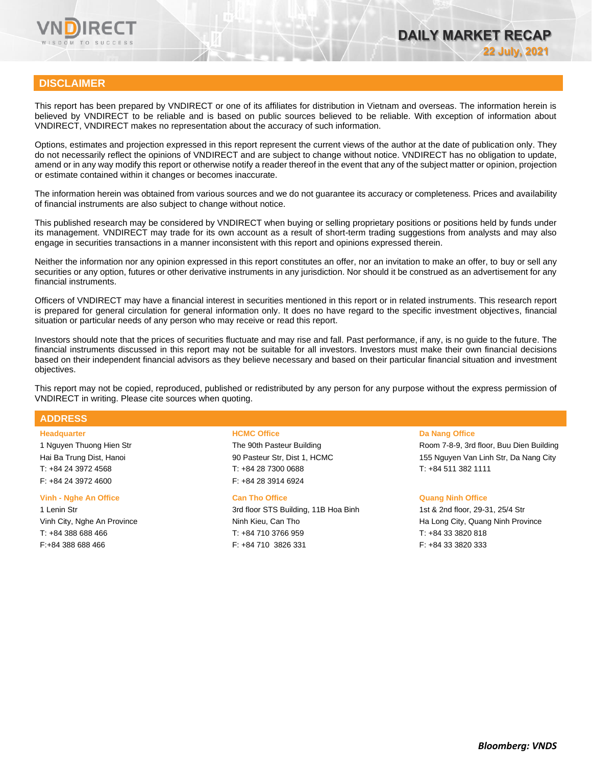## DISCLAIMER

This report has been prepared by VNDIRECT or one of its affiliates for distribution in Vietnam and overseas. The information herein is believed by VNDIRECT to be reliable and is based on public sources believed to be reliable. With exception of information about VNDIRECT, VNDIRECT makes no representation about the accuracy of such information.

Options, estimates and projection expressed in this report represent the current views of the author at the date of publication only. They do not necessarily reflect the opinions of VNDIRECT and are subject to change without notice. VNDIRECT has no obligation to update, amend or in any way modify this report or otherwise notify a reader thereof in the event that any of the subject matter or opinion, projection or estimate contained within it changes or becomes inaccurate.

The information herein was obtained from various sources and we do not guarantee its accuracy or completeness. Prices and availability of financial instruments are also subject to change without notice.

This published research may be considered by VNDIRECT when buying or selling proprietary positions or positions held by funds under its management. VNDIRECT may trade for its own account as a result of short-term trading suggestions from analysts and may also engage in securities transactions in a manner inconsistent with this report and opinions expressed therein.

Neither the information nor any opinion expressed in this report constitutes an offer, nor an invitation to make an offer, to buy or sell any securities or any option, futures or other derivative instruments in any jurisdiction. Nor should it be construed as an advertisement for any financial instruments.

Officers of VNDIRECT may have a financial interest in securities mentioned in this report or in related instruments. This research report is prepared for general circulation for general information only. It does no have regard to the specific investment objectives, financial situation or particular needs of any person who may receive or read this report.

Investors should note that the prices of securities fluctuate and may rise and fall. Past performance, if any, is no guide to the future. The financial instruments discussed in this report may not be suitable for all investors. Investors must make their own financial decisions based on their independent financial advisors as they believe necessary and based on their particular financial situation and investment objectives.

This report may not be copied, reproduced, published or redistributed by any person for any purpose without the express permission of VNDIRECT in writing. Please cite sources when quoting.

## ADDRESS

**Headquarter**
1 Nguyen Thuong Hien Str
Hai Ba Trung Dist, Hanoi
T: +84 24 3972 4568
F: +84 24 3972 4600

**HCMC Office**
The 90th Pasteur Building
90 Pasteur Str, Dist 1, HCMC
T: +84 28 7300 0688
F: +84 28 3914 6924

**Da Nang Office**
Room 7-8-9, 3rd floor, Buu Dien Building
155 Nguyen Van Linh Str, Da Nang City
T: +84 511 382 1111

**Vinh - Nghe An Office**
1 Lenin Str
Vinh City, Nghe An Province
T: +84 388 688 466
F:+84 388 688 466

**Can Tho Office**
3rd floor STS Building, 11B Hoa Binh
Ninh Kieu, Can Tho
T: +84 710 3766 959
F: +84 710 3826 331

**Quang Ninh Office**
1st & 2nd floor, 29-31, 25/4 Str
Ha Long City, Quang Ninh Province
T: +84 33 3820 818
F: +84 33 3820 333